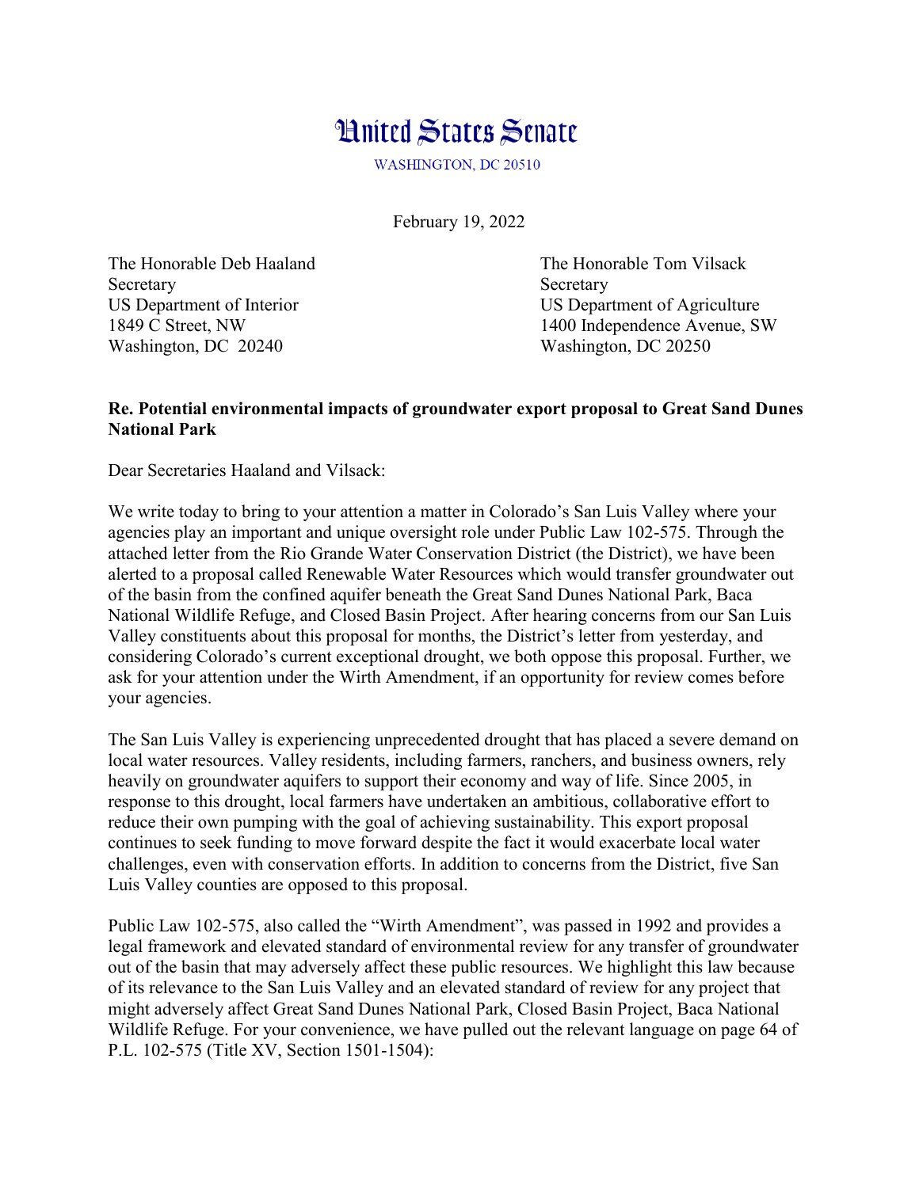# United States Senate

WASHINGTON, DC 20510

February 19, 2022

The Honorable Deb Haaland
Secretary
US Department of Interior
1849 C Street, NW
Washington, DC 20240

The Honorable Tom Vilsack
Secretary
US Department of Agriculture
1400 Independence Avenue, SW
Washington, DC 20250

**Re. Potential environmental impacts of groundwater export proposal to Great Sand Dunes National Park**

Dear Secretaries Haaland and Vilsack:

We write today to bring to your attention a matter in Colorado's San Luis Valley where your agencies play an important and unique oversight role under Public Law 102-575. Through the attached letter from the Rio Grande Water Conservation District (the District), we have been alerted to a proposal called Renewable Water Resources which would transfer groundwater out of the basin from the confined aquifer beneath the Great Sand Dunes National Park, Baca National Wildlife Refuge, and Closed Basin Project. After hearing concerns from our San Luis Valley constituents about this proposal for months, the District's letter from yesterday, and considering Colorado's current exceptional drought, we both oppose this proposal. Further, we ask for your attention under the Wirth Amendment, if an opportunity for review comes before your agencies.

The San Luis Valley is experiencing unprecedented drought that has placed a severe demand on local water resources. Valley residents, including farmers, ranchers, and business owners, rely heavily on groundwater aquifers to support their economy and way of life. Since 2005, in response to this drought, local farmers have undertaken an ambitious, collaborative effort to reduce their own pumping with the goal of achieving sustainability. This export proposal continues to seek funding to move forward despite the fact it would exacerbate local water challenges, even with conservation efforts. In addition to concerns from the District, five San Luis Valley counties are opposed to this proposal.

Public Law 102-575, also called the "Wirth Amendment", was passed in 1992 and provides a legal framework and elevated standard of environmental review for any transfer of groundwater out of the basin that may adversely affect these public resources. We highlight this law because of its relevance to the San Luis Valley and an elevated standard of review for any project that might adversely affect Great Sand Dunes National Park, Closed Basin Project, Baca National Wildlife Refuge. For your convenience, we have pulled out the relevant language on page 64 of P.L. 102-575 (Title XV, Section 1501-1504):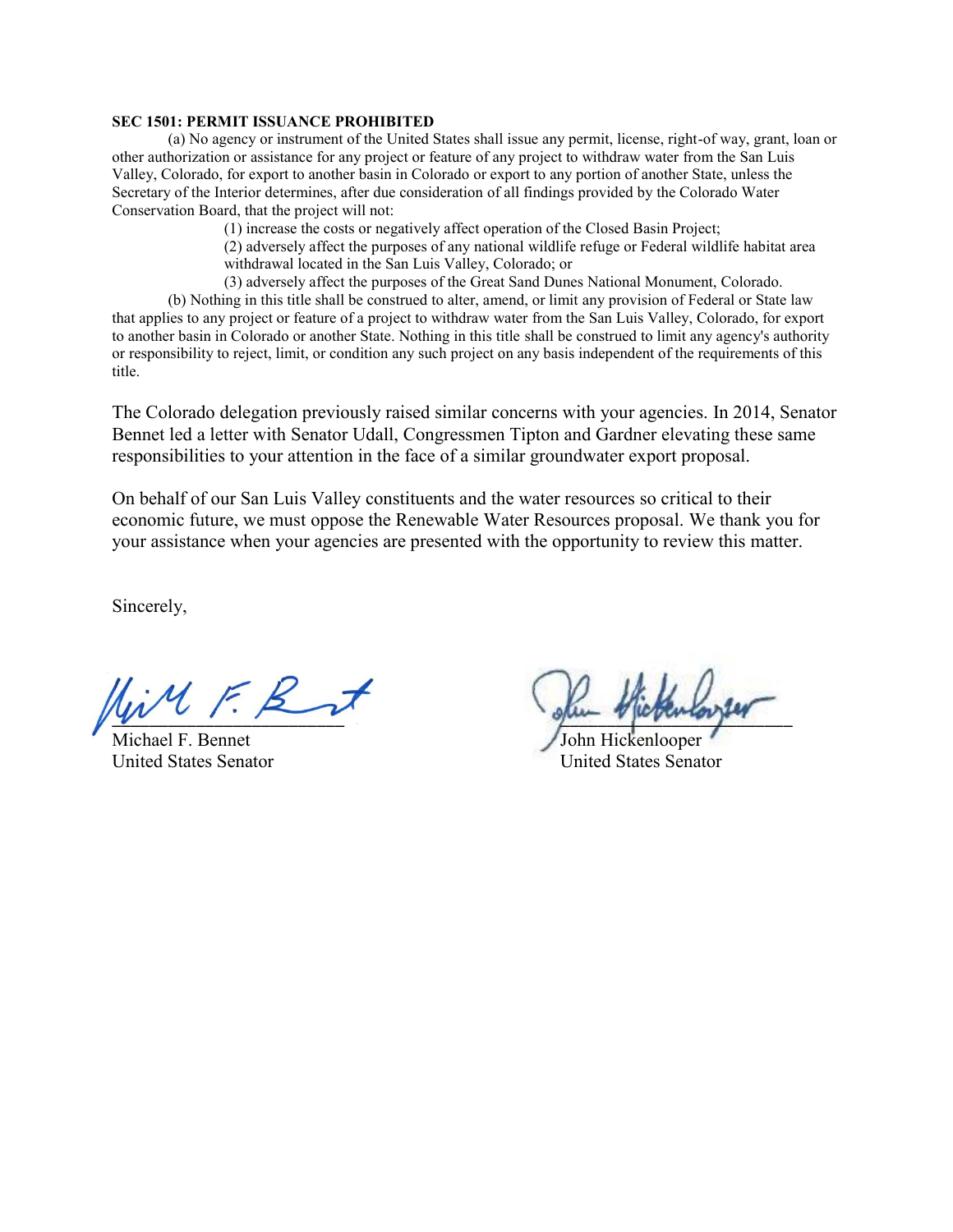**SEC 1501: PERMIT ISSUANCE PROHIBITED**

(a) No agency or instrument of the United States shall issue any permit, license, right-of way, grant, loan or other authorization or assistance for any project or feature of any project to withdraw water from the San Luis Valley, Colorado, for export to another basin in Colorado or export to any portion of another State, unless the Secretary of the Interior determines, after due consideration of all findings provided by the Colorado Water Conservation Board, that the project will not:

(1) increase the costs or negatively affect operation of the Closed Basin Project;

(2) adversely affect the purposes of any national wildlife refuge or Federal wildlife habitat area withdrawal located in the San Luis Valley, Colorado; or

(3) adversely affect the purposes of the Great Sand Dunes National Monument, Colorado.

(b) Nothing in this title shall be construed to alter, amend, or limit any provision of Federal or State law that applies to any project or feature of a project to withdraw water from the San Luis Valley, Colorado, for export to another basin in Colorado or another State. Nothing in this title shall be construed to limit any agency's authority or responsibility to reject, limit, or condition any such project on any basis independent of the requirements of this title.

The Colorado delegation previously raised similar concerns with your agencies. In 2014, Senator Bennet led a letter with Senator Udall, Congressmen Tipton and Gardner elevating these same responsibilities to your attention in the face of a similar groundwater export proposal.

On behalf of our San Luis Valley constituents and the water resources so critical to their economic future, we must oppose the Renewable Water Resources proposal. We thank you for your assistance when your agencies are presented with the opportunity to review this matter.

Sincerely,

Michael F. Bennet
United States Senator

John Hickenlooper
United States Senator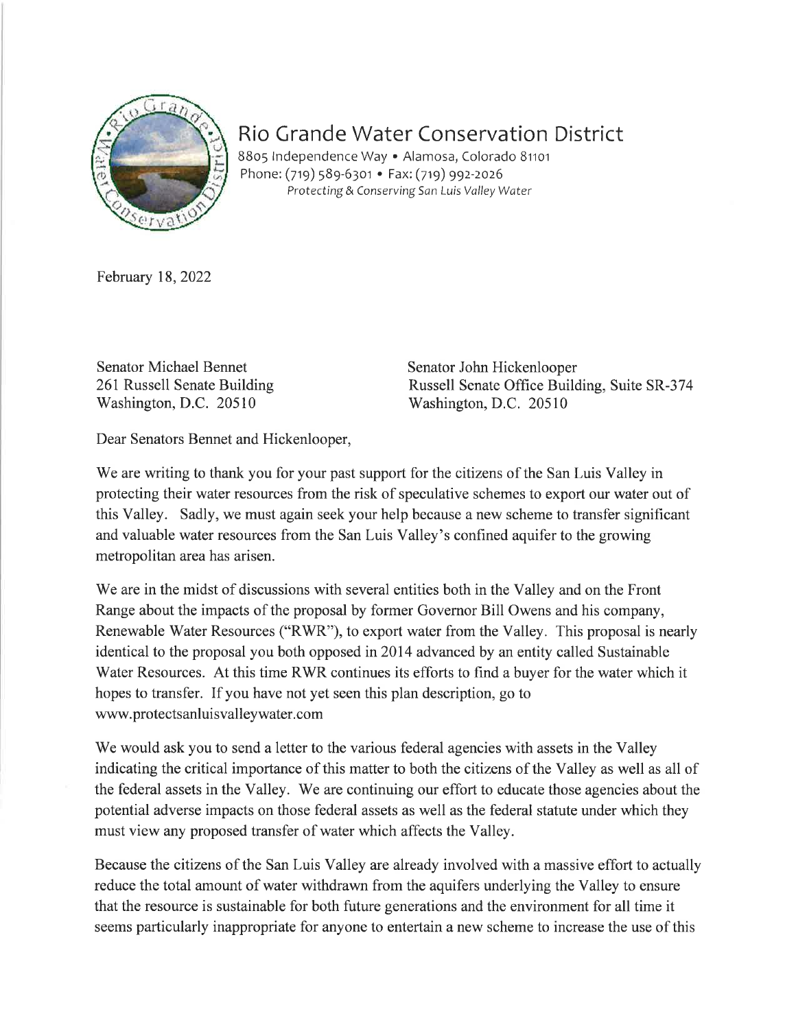# Rio Grande Water Conservation District

8805 Independence Way • Alamosa, Colorado 81101
Phone: (719) 589-6301 • Fax: (719) 992-2026
*Protecting & Conserving San Luis Valley Water*

February 18, 2022

Senator Michael Bennet
261 Russell Senate Building
Washington, D.C. 20510

Senator John Hickenlooper
Russell Senate Office Building, Suite SR-374
Washington, D.C. 20510

Dear Senators Bennet and Hickenlooper,

We are writing to thank you for your past support for the citizens of the San Luis Valley in protecting their water resources from the risk of speculative schemes to export our water out of this Valley. Sadly, we must again seek your help because a new scheme to transfer significant and valuable water resources from the San Luis Valley's confined aquifer to the growing metropolitan area has arisen.

We are in the midst of discussions with several entities both in the Valley and on the Front Range about the impacts of the proposal by former Governor Bill Owens and his company, Renewable Water Resources ("RWR"), to export water from the Valley. This proposal is nearly identical to the proposal you both opposed in 2014 advanced by an entity called Sustainable Water Resources. At this time RWR continues its efforts to find a buyer for the water which it hopes to transfer. If you have not yet seen this plan description, go to www.protectsanluisvalleywater.com

We would ask you to send a letter to the various federal agencies with assets in the Valley indicating the critical importance of this matter to both the citizens of the Valley as well as all of the federal assets in the Valley. We are continuing our effort to educate those agencies about the potential adverse impacts on those federal assets as well as the federal statute under which they must view any proposed transfer of water which affects the Valley.

Because the citizens of the San Luis Valley are already involved with a massive effort to actually reduce the total amount of water withdrawn from the aquifers underlying the Valley to ensure that the resource is sustainable for both future generations and the environment for all time it seems particularly inappropriate for anyone to entertain a new scheme to increase the use of this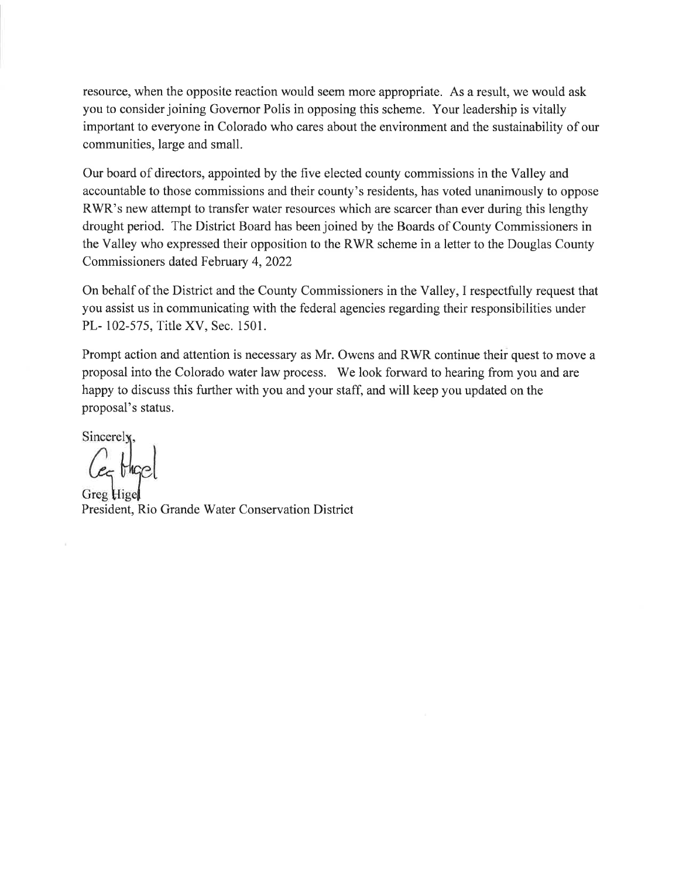resource, when the opposite reaction would seem more appropriate. As a result, we would ask you to consider joining Governor Polis in opposing this scheme. Your leadership is vitally important to everyone in Colorado who cares about the environment and the sustainability of our communities, large and small.

Our board of directors, appointed by the five elected county commissions in the Valley and accountable to those commissions and their county's residents, has voted unanimously to oppose RWR's new attempt to transfer water resources which are scarcer than ever during this lengthy drought period. The District Board has been joined by the Boards of County Commissioners in the Valley who expressed their opposition to the RWR scheme in a letter to the Douglas County Commissioners dated February 4, 2022

On behalf of the District and the County Commissioners in the Valley, I respectfully request that you assist us in communicating with the federal agencies regarding their responsibilities under PL- 102-575, Title XV, Sec. 1501.

Prompt action and attention is necessary as Mr. Owens and RWR continue their quest to move a proposal into the Colorado water law process. We look forward to hearing from you and are happy to discuss this further with you and your staff, and will keep you updated on the proposal's status.

Sincerely,

Greg Higel
President, Rio Grande Water Conservation District